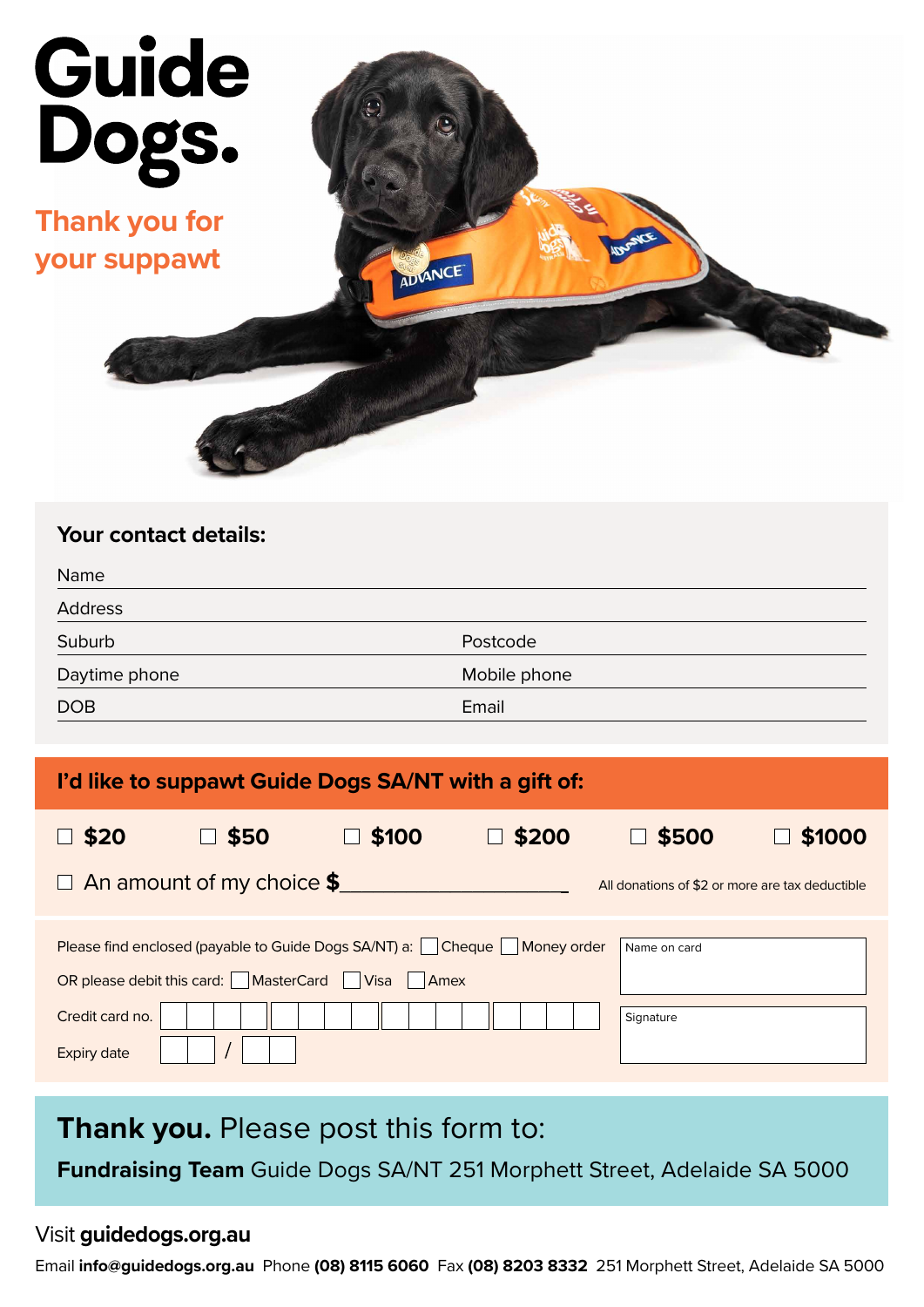# Guide Dogs.

## Thank you for your suppawt

### Your contact details:

Name

Address

Suburb — Postcode

Daytime phone — Mobile phone

DOB — Email

### I'd like to suppawt Guide Dogs SA/NT with a gift of:

☐ **$20** ☐ **$50** ☐ **$100** ☐ **$200** ☐ **$500** ☐ **$1000**

☐ An amount of my choice **$**____________________

All donations of $2 or more are tax deductible

Please find enclosed (payable to Guide Dogs SA/NT) a: ☐ Cheque ☐ Money order

OR please debit this card: ☐ MasterCard ☐ Visa ☐ Amex

Credit card no.

Expiry date /

Name on card

Signature

**Thank you.** Please post this form to:

**Fundraising Team** Guide Dogs SA/NT 251 Morphett Street, Adelaide SA 5000

Visit **guidedogs.org.au**

Email **info@guidedogs.org.au** Phone **(08) 8115 6060** Fax **(08) 8203 8332** 251 Morphett Street, Adelaide SA 5000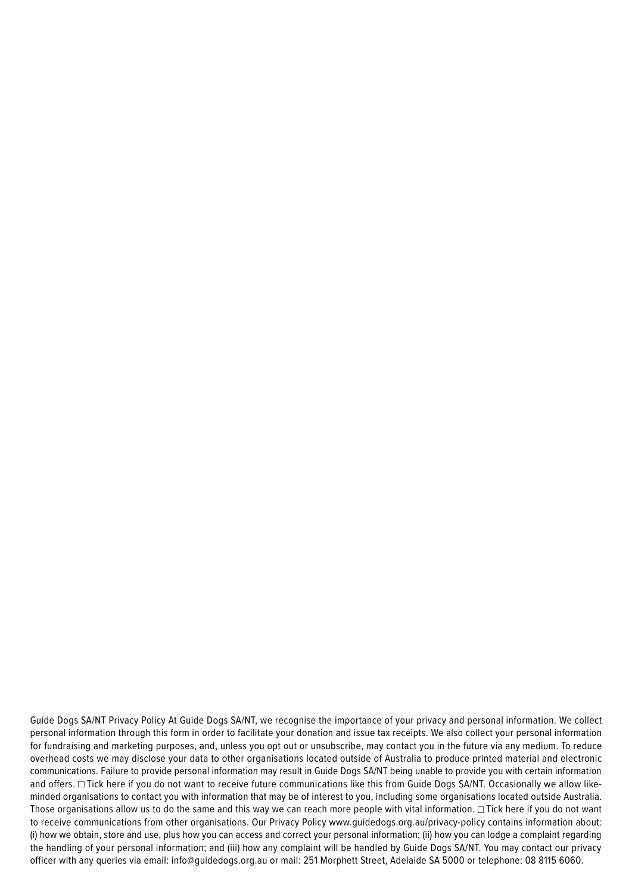Guide Dogs SA/NT Privacy Policy At Guide Dogs SA/NT, we recognise the importance of your privacy and personal information. We collect personal information through this form in order to facilitate your donation and issue tax receipts. We also collect your personal information for fundraising and marketing purposes, and, unless you opt out or unsubscribe, may contact you in the future via any medium. To reduce overhead costs we may disclose your data to other organisations located outside of Australia to produce printed material and electronic communications. Failure to provide personal information may result in Guide Dogs SA/NT being unable to provide you with certain information and offers. □ Tick here if you do not want to receive future communications like this from Guide Dogs SA/NT. Occasionally we allow like-minded organisations to contact you with information that may be of interest to you, including some organisations located outside Australia. Those organisations allow us to do the same and this way we can reach more people with vital information. □ Tick here if you do not want to receive communications from other organisations. Our Privacy Policy www.guidedogs.org.au/privacy-policy contains information about: (i) how we obtain, store and use, plus how you can access and correct your personal information; (ii) how you can lodge a complaint regarding the handling of your personal information; and (iii) how any complaint will be handled by Guide Dogs SA/NT. You may contact our privacy officer with any queries via email: info@guidedogs.org.au or mail: 251 Morphett Street, Adelaide SA 5000 or telephone: 08 8115 6060.